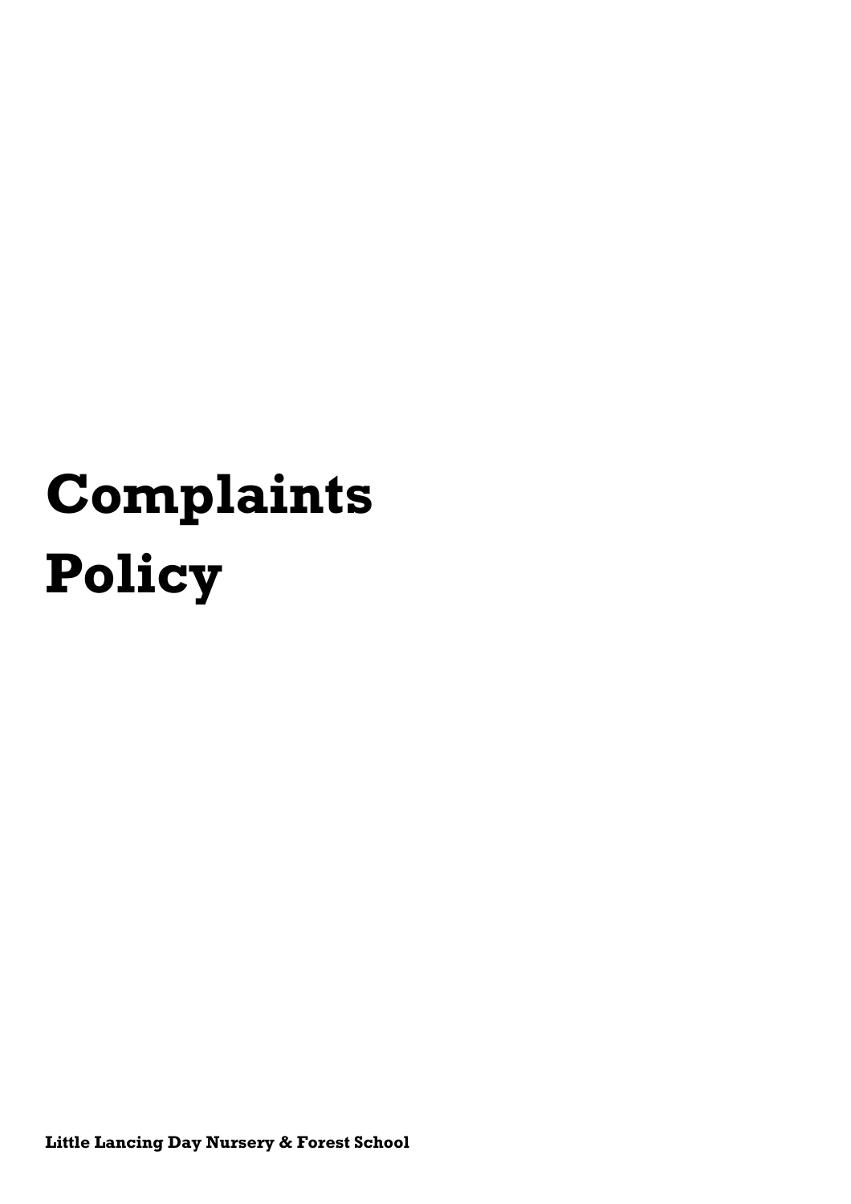# Complaints Policy

**Little Lancing Day Nursery & Forest School**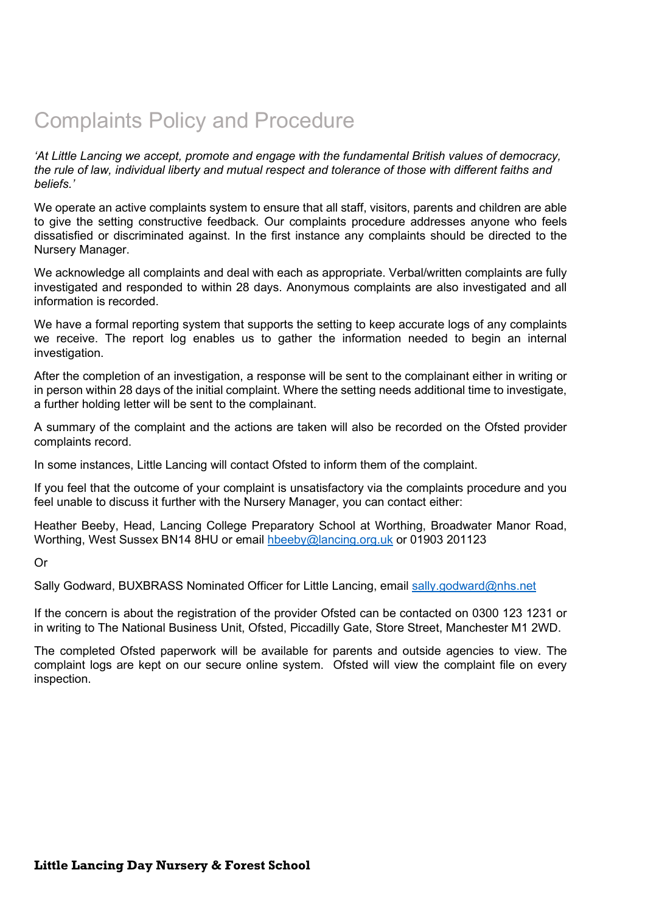# Complaints Policy and Procedure

*'At Little Lancing we accept, promote and engage with the fundamental British values of democracy, the rule of law, individual liberty and mutual respect and tolerance of those with different faiths and beliefs.'*

We operate an active complaints system to ensure that all staff, visitors, parents and children are able to give the setting constructive feedback. Our complaints procedure addresses anyone who feels dissatisfied or discriminated against. In the first instance any complaints should be directed to the Nursery Manager.

We acknowledge all complaints and deal with each as appropriate. Verbal/written complaints are fully investigated and responded to within 28 days. Anonymous complaints are also investigated and all information is recorded.

We have a formal reporting system that supports the setting to keep accurate logs of any complaints we receive. The report log enables us to gather the information needed to begin an internal investigation.

After the completion of an investigation, a response will be sent to the complainant either in writing or in person within 28 days of the initial complaint. Where the setting needs additional time to investigate, a further holding letter will be sent to the complainant.

A summary of the complaint and the actions are taken will also be recorded on the Ofsted provider complaints record.

In some instances, Little Lancing will contact Ofsted to inform them of the complaint.

If you feel that the outcome of your complaint is unsatisfactory via the complaints procedure and you feel unable to discuss it further with the Nursery Manager, you can contact either:

Heather Beeby, Head, Lancing College Preparatory School at Worthing, Broadwater Manor Road, Worthing, West Sussex BN14 8HU or email hbeeby@lancing.org.uk or 01903 201123

Or

Sally Godward, BUXBRASS Nominated Officer for Little Lancing, email sally.godward@nhs.net

If the concern is about the registration of the provider Ofsted can be contacted on 0300 123 1231 or in writing to The National Business Unit, Ofsted, Piccadilly Gate, Store Street, Manchester M1 2WD.

The completed Ofsted paperwork will be available for parents and outside agencies to view. The complaint logs are kept on our secure online system. Ofsted will view the complaint file on every inspection.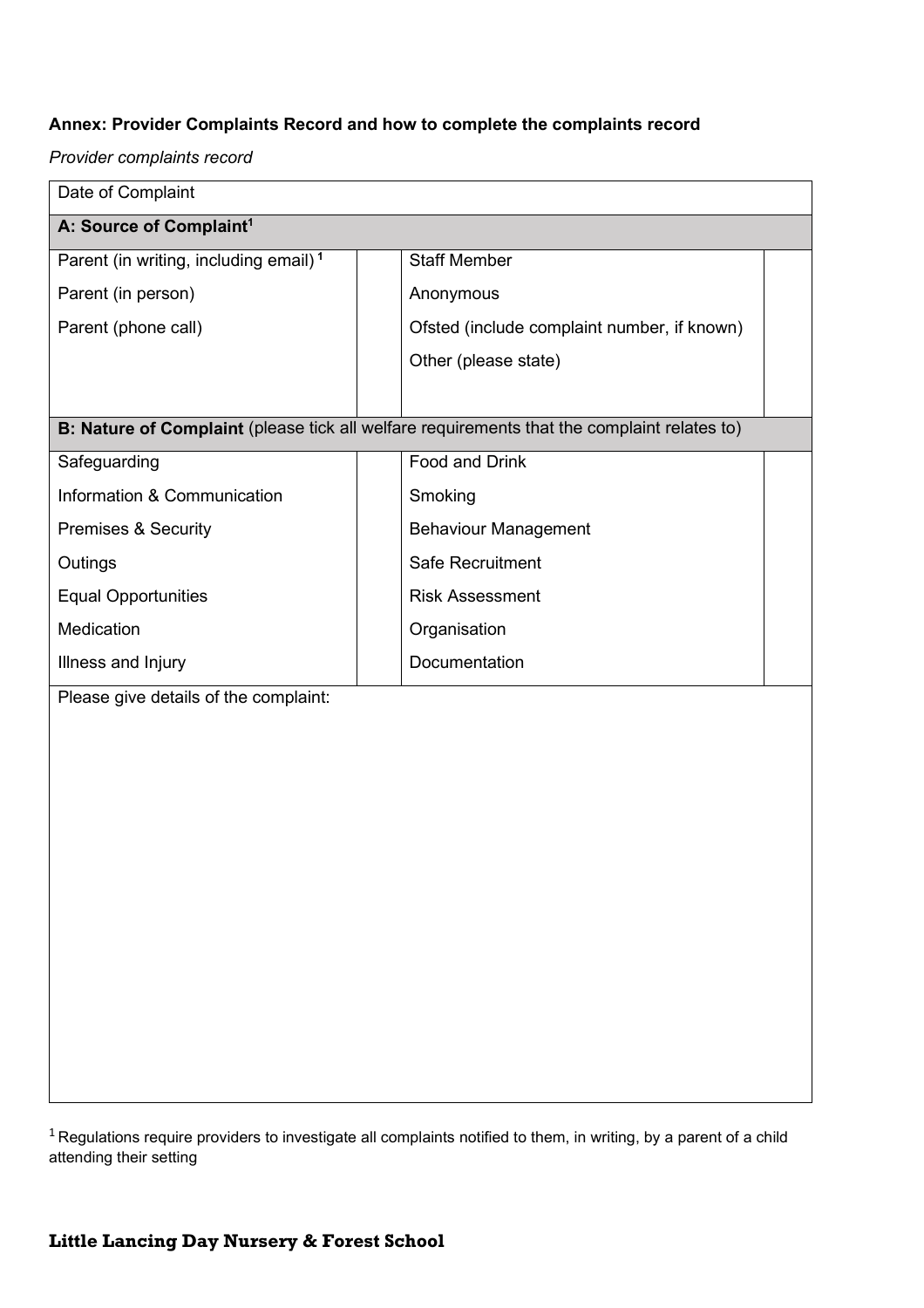**Annex: Provider Complaints Record and how to complete the complaints record**

*Provider complaints record*

| Date of Complaint | | | |
|---|---|---|---|
| **A: Source of Complaint[1]** | | | |
| Parent (in writing, including email)[1] | | Staff Member | |
| Parent (in person) | | Anonymous | |
| Parent (phone call) | | Ofsted (include complaint number, if known) | |
| | | Other (please state) | |
| **B: Nature of Complaint** (please tick all welfare requirements that the complaint relates to) | | | |
| Safeguarding | | Food and Drink | |
| Information & Communication | | Smoking | |
| Premises & Security | | Behaviour Management | |
| Outings | | Safe Recruitment | |
| Equal Opportunities | | Risk Assessment | |
| Medication | | Organisation | |
| Illness and Injury | | Documentation | |
| Please give details of the complaint: | | | |

[1] Regulations require providers to investigate all complaints notified to them, in writing, by a parent of a child attending their setting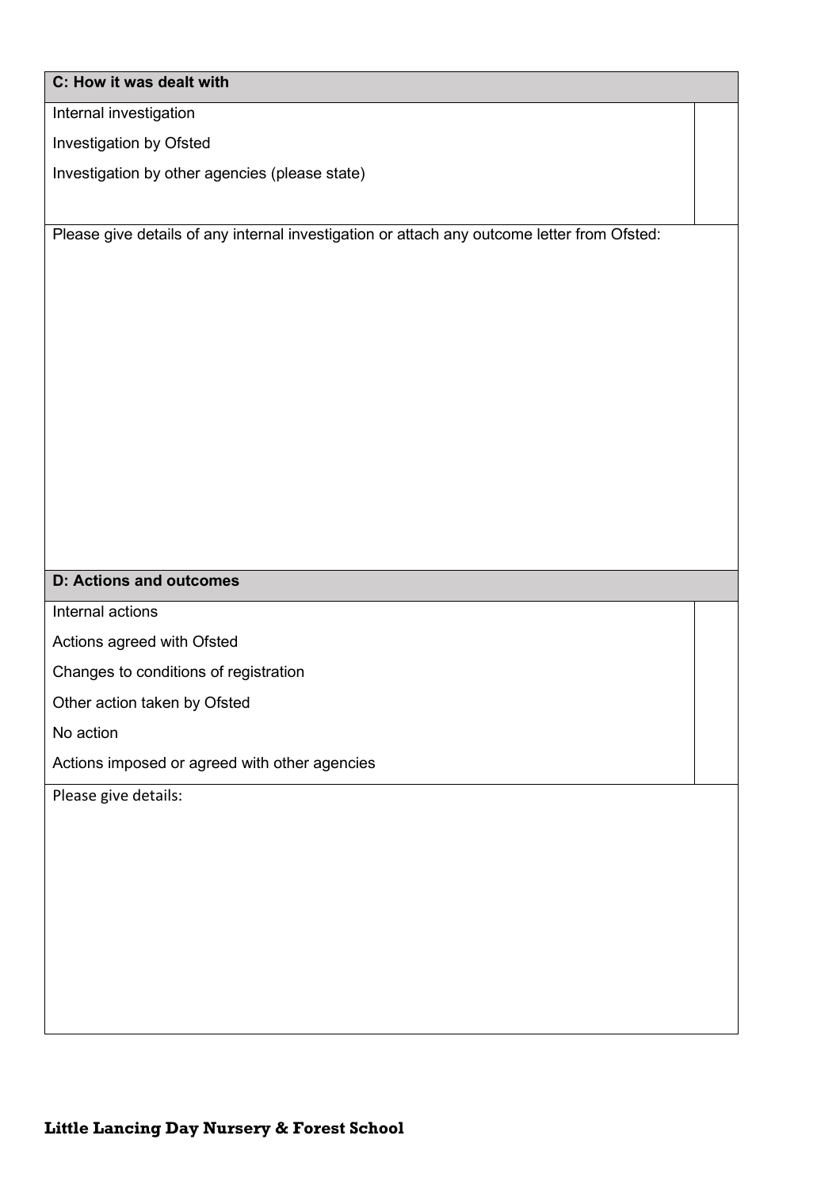| C: How it was dealt with | |
| --- | --- |
| Internal investigation<br>Investigation by Ofsted<br>Investigation by other agencies (please state) | |
| Please give details of any internal investigation or attach any outcome letter from Ofsted: | |

| D: Actions and outcomes | |
| --- | --- |
| Internal actions<br>Actions agreed with Ofsted<br>Changes to conditions of registration<br>Other action taken by Ofsted<br>No action<br>Actions imposed or agreed with other agencies | |
| Please give details: | |

**Little Lancing Day Nursery & Forest School**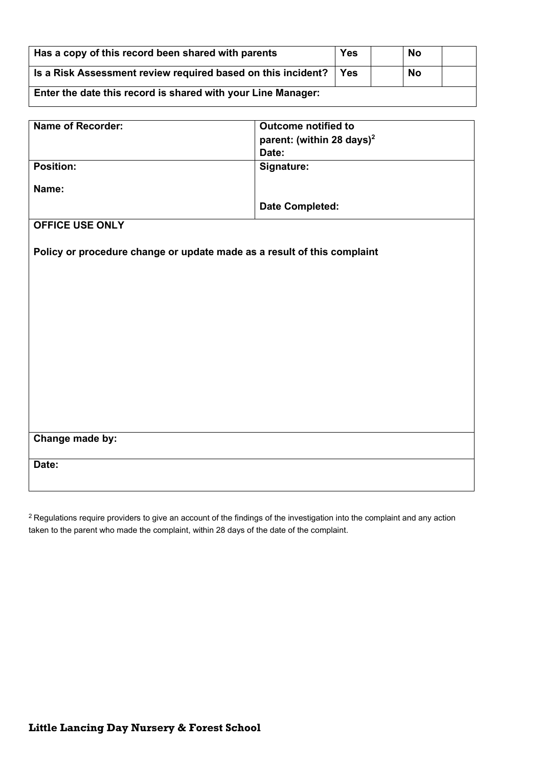| Has a copy of this record been shared with parents | Yes | | No | |
|---|---|---|---|---|
| Is a Risk Assessment review required based on this incident? | Yes | | No | |
| Enter the date this record is shared with your Line Manager: | | | | |

| Name of Recorder: | Outcome notified to parent: (within 28 days)[2] Date: |
|---|---|
| Position: Name: | Signature: Date Completed: |
| OFFICE USE ONLY Policy or procedure change or update made as a result of this complaint | |
| Change made by: | |
| Date: | |

[2] Regulations require providers to give an account of the findings of the investigation into the complaint and any action taken to the parent who made the complaint, within 28 days of the date of the complaint.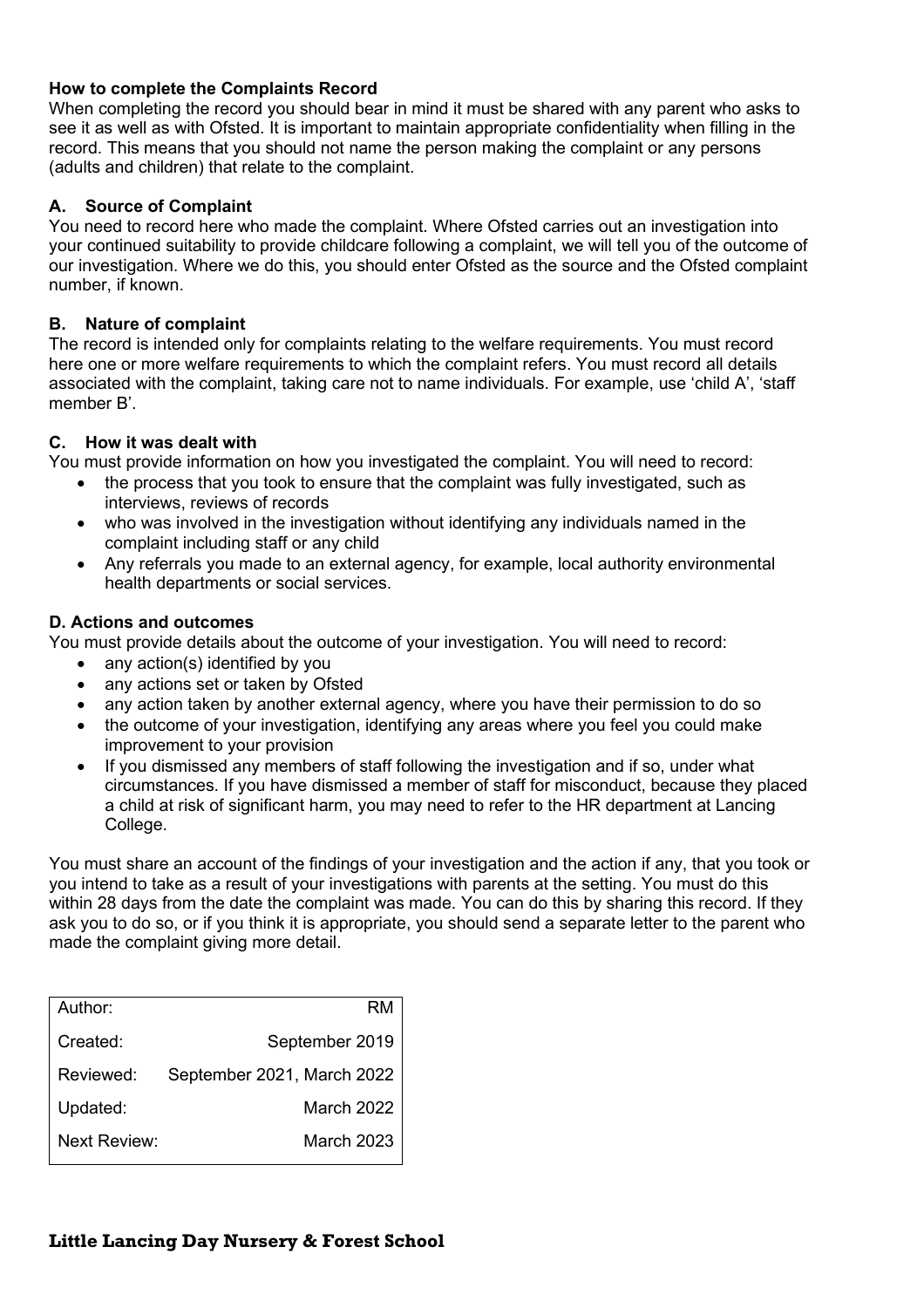**How to complete the Complaints Record**

When completing the record you should bear in mind it must be shared with any parent who asks to see it as well as with Ofsted. It is important to maintain appropriate confidentiality when filling in the record. This means that you should not name the person making the complaint or any persons (adults and children) that relate to the complaint.

**A. Source of Complaint**

You need to record here who made the complaint. Where Ofsted carries out an investigation into your continued suitability to provide childcare following a complaint, we will tell you of the outcome of our investigation. Where we do this, you should enter Ofsted as the source and the Ofsted complaint number, if known.

**B. Nature of complaint**

The record is intended only for complaints relating to the welfare requirements. You must record here one or more welfare requirements to which the complaint refers. You must record all details associated with the complaint, taking care not to name individuals. For example, use 'child A', 'staff member B'.

**C. How it was dealt with**

You must provide information on how you investigated the complaint. You will need to record:

- the process that you took to ensure that the complaint was fully investigated, such as interviews, reviews of records
- who was involved in the investigation without identifying any individuals named in the complaint including staff or any child
- Any referrals you made to an external agency, for example, local authority environmental health departments or social services.

**D. Actions and outcomes**

You must provide details about the outcome of your investigation. You will need to record:

- any action(s) identified by you
- any actions set or taken by Ofsted
- any action taken by another external agency, where you have their permission to do so
- the outcome of your investigation, identifying any areas where you feel you could make improvement to your provision
- If you dismissed any members of staff following the investigation and if so, under what circumstances. If you have dismissed a member of staff for misconduct, because they placed a child at risk of significant harm, you may need to refer to the HR department at Lancing College.

You must share an account of the findings of your investigation and the action if any, that you took or you intend to take as a result of your investigations with parents at the setting. You must do this within 28 days from the date the complaint was made. You can do this by sharing this record. If they ask you to do so, or if you think it is appropriate, you should send a separate letter to the parent who made the complaint giving more detail.

| | |
|---|---|
| Author: | RM |
| Created: | September 2019 |
| Reviewed: | September 2021, March 2022 |
| Updated: | March 2022 |
| Next Review: | March 2023 |